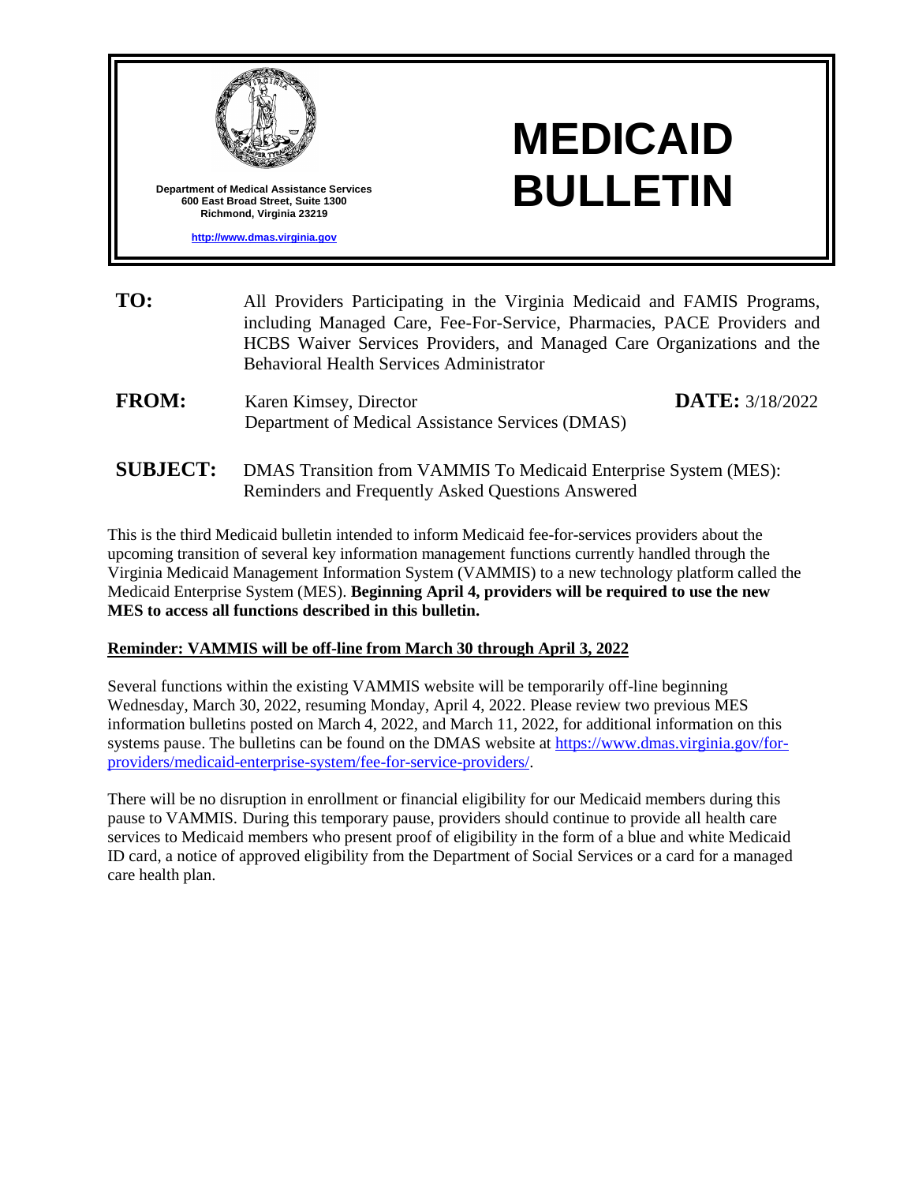Department of Medical Assistance Services
600 East Broad Street, Suite 1300
Richmond, Virginia 23219

http://www.dmas.virginia.gov

# MEDICAID BULLETIN

**TO:** All Providers Participating in the Virginia Medicaid and FAMIS Programs, including Managed Care, Fee-For-Service, Pharmacies, PACE Providers and HCBS Waiver Services Providers, and Managed Care Organizations and the Behavioral Health Services Administrator

**FROM:** Karen Kimsey, Director
Department of Medical Assistance Services (DMAS)

**DATE:** 3/18/2022

**SUBJECT:** DMAS Transition from VAMMIS To Medicaid Enterprise System (MES): Reminders and Frequently Asked Questions Answered

This is the third Medicaid bulletin intended to inform Medicaid fee-for-services providers about the upcoming transition of several key information management functions currently handled through the Virginia Medicaid Management Information System (VAMMIS) to a new technology platform called the Medicaid Enterprise System (MES). **Beginning April 4, providers will be required to use the new MES to access all functions described in this bulletin.**

**Reminder: VAMMIS will be off-line from March 30 through April 3, 2022**

Several functions within the existing VAMMIS website will be temporarily off-line beginning Wednesday, March 30, 2022, resuming Monday, April 4, 2022. Please review two previous MES information bulletins posted on March 4, 2022, and March 11, 2022, for additional information on this systems pause. The bulletins can be found on the DMAS website at https://www.dmas.virginia.gov/for-providers/medicaid-enterprise-system/fee-for-service-providers/.

There will be no disruption in enrollment or financial eligibility for our Medicaid members during this pause to VAMMIS. During this temporary pause, providers should continue to provide all health care services to Medicaid members who present proof of eligibility in the form of a blue and white Medicaid ID card, a notice of approved eligibility from the Department of Social Services or a card for a managed care health plan.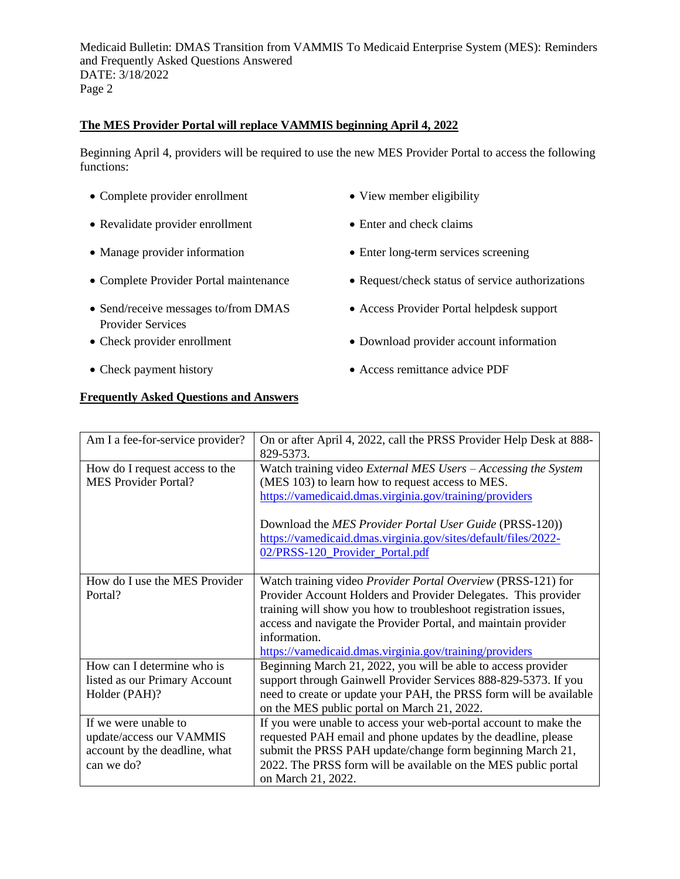**The MES Provider Portal will replace VAMMIS beginning April 4, 2022**

Beginning April 4, providers will be required to use the new MES Provider Portal to access the following functions:

- Complete provider enrollment
- Revalidate provider enrollment
- Manage provider information
- Complete Provider Portal maintenance
- Send/receive messages to/from DMAS Provider Services
- Check provider enrollment
- Check payment history
- View member eligibility
- Enter and check claims
- Enter long-term services screening
- Request/check status of service authorizations
- Access Provider Portal helpdesk support
- Download provider account information
- Access remittance advice PDF

**Frequently Asked Questions and Answers**

| Am I a fee-for-service provider? | On or after April 4, 2022, call the PRSS Provider Help Desk at 888-829-5373. |
|---|---|
| How do I request access to the MES Provider Portal? | Watch training video *External MES Users – Accessing the System* (MES 103) to learn how to request access to MES. https://vamedicaid.dmas.virginia.gov/training/providers<br><br>Download the *MES Provider Portal User Guide* (PRSS-120)) https://vamedicaid.dmas.virginia.gov/sites/default/files/2022-02/PRSS-120_Provider_Portal.pdf |
| How do I use the MES Provider Portal? | Watch training video *Provider Portal Overview* (PRSS-121) for Provider Account Holders and Provider Delegates. This provider training will show you how to troubleshoot registration issues, access and navigate the Provider Portal, and maintain provider information. https://vamedicaid.dmas.virginia.gov/training/providers |
| How can I determine who is listed as our Primary Account Holder (PAH)? | Beginning March 21, 2022, you will be able to access provider support through Gainwell Provider Services 888-829-5373. If you need to create or update your PAH, the PRSS form will be available on the MES public portal on March 21, 2022. |
| If we were unable to update/access our VAMMIS account by the deadline, what can we do? | If you were unable to access your web-portal account to make the requested PAH email and phone updates by the deadline, please submit the PRSS PAH update/change form beginning March 21, 2022. The PRSS form will be available on the MES public portal on March 21, 2022. |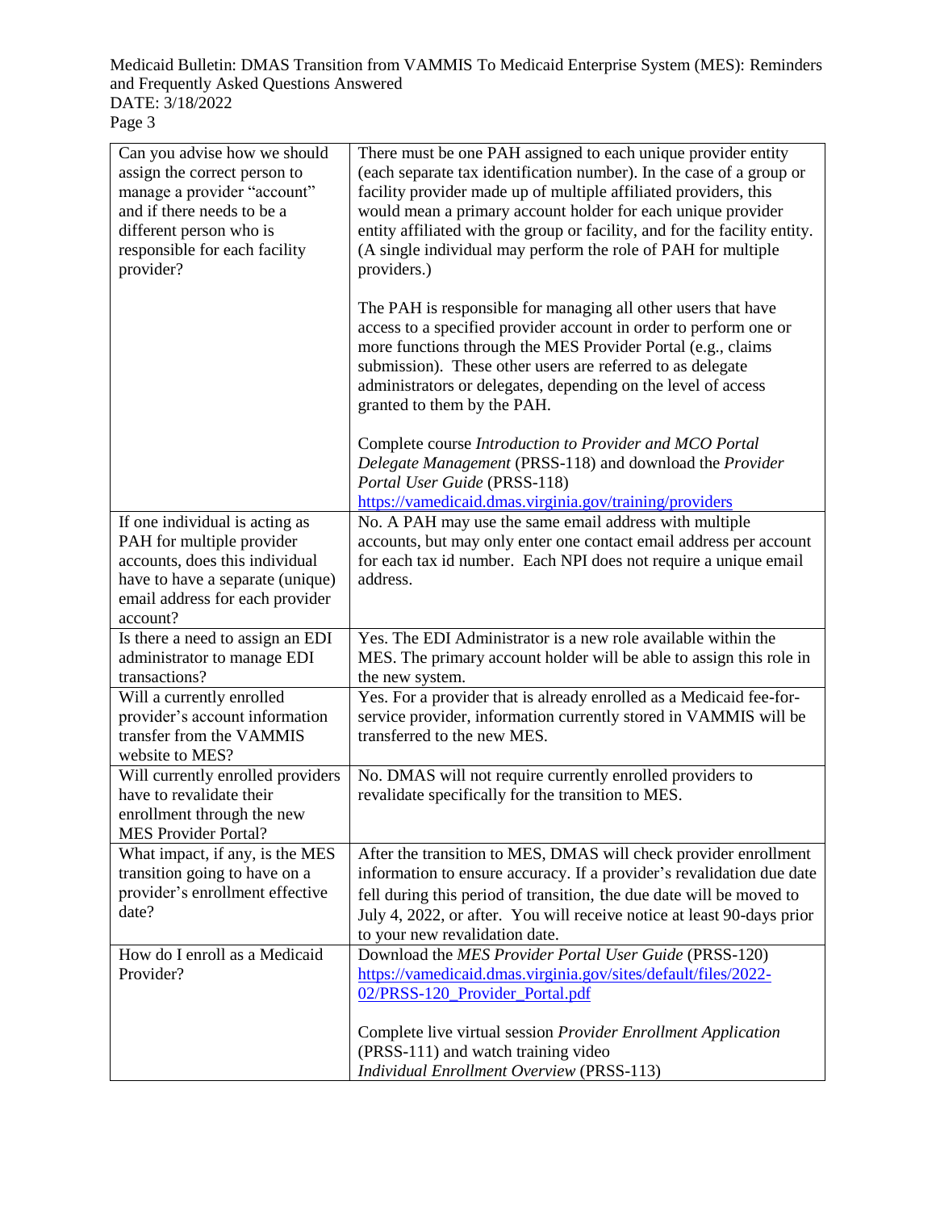| | |
|---|---|
| Can you advise how we should assign the correct person to manage a provider "account" and if there needs to be a different person who is responsible for each facility provider? | There must be one PAH assigned to each unique provider entity (each separate tax identification number). In the case of a group or facility provider made up of multiple affiliated providers, this would mean a primary account holder for each unique provider entity affiliated with the group or facility, and for the facility entity. (A single individual may perform the role of PAH for multiple providers.)<br><br>The PAH is responsible for managing all other users that have access to a specified provider account in order to perform one or more functions through the MES Provider Portal (e.g., claims submission). These other users are referred to as delegate administrators or delegates, depending on the level of access granted to them by the PAH.<br><br>Complete course *Introduction to Provider and MCO Portal Delegate Management* (PRSS-118) and download the *Provider Portal User Guide* (PRSS-118)<br>https://vamedicaid.dmas.virginia.gov/training/providers |
| If one individual is acting as PAH for multiple provider accounts, does this individual have to have a separate (unique) email address for each provider account? | No. A PAH may use the same email address with multiple accounts, but may only enter one contact email address per account for each tax id number. Each NPI does not require a unique email address. |
| Is there a need to assign an EDI administrator to manage EDI transactions? | Yes. The EDI Administrator is a new role available within the MES. The primary account holder will be able to assign this role in the new system. |
| Will a currently enrolled provider's account information transfer from the VAMMIS website to MES? | Yes. For a provider that is already enrolled as a Medicaid fee-for-service provider, information currently stored in VAMMIS will be transferred to the new MES. |
| Will currently enrolled providers have to revalidate their enrollment through the new MES Provider Portal? | No. DMAS will not require currently enrolled providers to revalidate specifically for the transition to MES. |
| What impact, if any, is the MES transition going to have on a provider's enrollment effective date? | After the transition to MES, DMAS will check provider enrollment information to ensure accuracy. If a provider's revalidation due date fell during this period of transition, the due date will be moved to July 4, 2022, or after. You will receive notice at least 90-days prior to your new revalidation date. |
| How do I enroll as a Medicaid Provider? | Download the *MES Provider Portal User Guide* (PRSS-120)<br>https://vamedicaid.dmas.virginia.gov/sites/default/files/2022-02/PRSS-120_Provider_Portal.pdf<br><br>Complete live virtual session *Provider Enrollment Application* (PRSS-111) and watch training video *Individual Enrollment Overview* (PRSS-113) |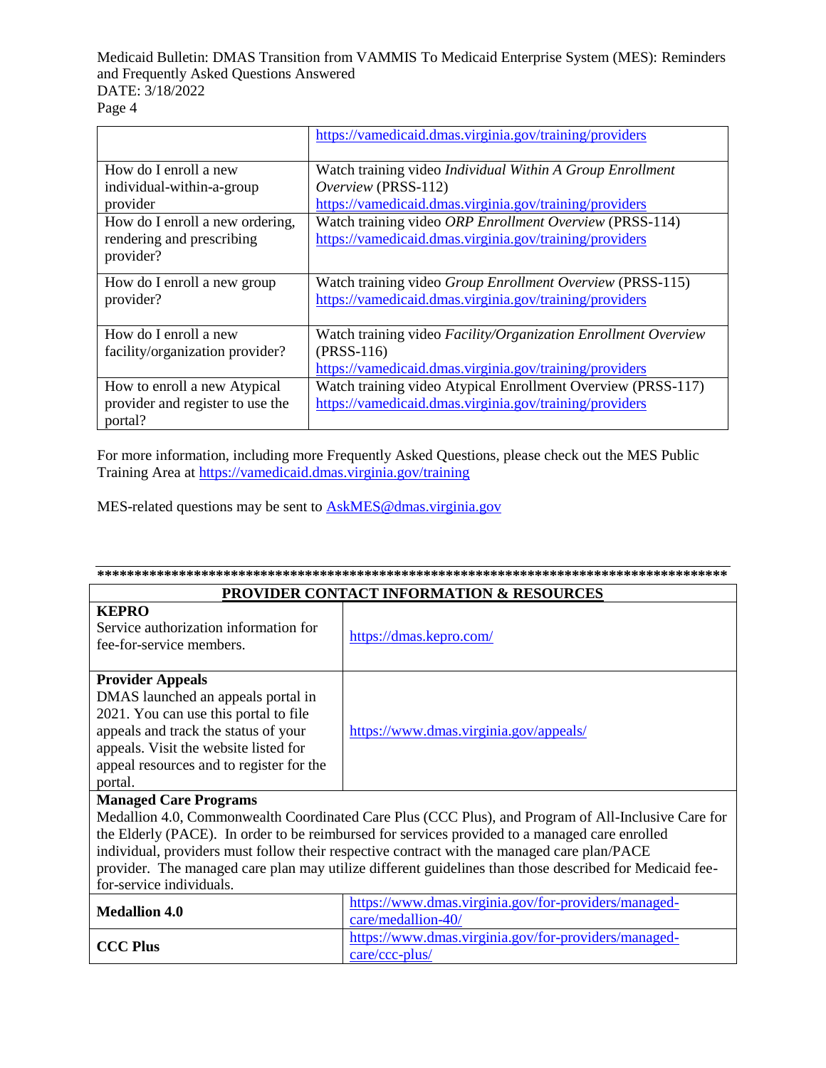| | |
|---|---|
| | https://vamedicaid.dmas.virginia.gov/training/providers |
| How do I enroll a new individual-within-a-group provider | Watch training video *Individual Within A Group Enrollment Overview* (PRSS-112) https://vamedicaid.dmas.virginia.gov/training/providers |
| How do I enroll a new ordering, rendering and prescribing provider? | Watch training video *ORP Enrollment Overview* (PRSS-114) https://vamedicaid.dmas.virginia.gov/training/providers |
| How do I enroll a new group provider? | Watch training video *Group Enrollment Overview* (PRSS-115) https://vamedicaid.dmas.virginia.gov/training/providers |
| How do I enroll a new facility/organization provider? | Watch training video *Facility/Organization Enrollment Overview* (PRSS-116) https://vamedicaid.dmas.virginia.gov/training/providers |
| How to enroll a new Atypical provider and register to use the portal? | Watch training video Atypical Enrollment Overview (PRSS-117) https://vamedicaid.dmas.virginia.gov/training/providers |

For more information, including more Frequently Asked Questions, please check out the MES Public Training Area at https://vamedicaid.dmas.virginia.gov/training

MES-related questions may be sent to AskMES@dmas.virginia.gov

**************************************************************************************

| **PROVIDER CONTACT INFORMATION & RESOURCES** | |
|---|---|
| **KEPRO** Service authorization information for fee-for-service members. | https://dmas.kepro.com/ |
| **Provider Appeals** DMAS launched an appeals portal in 2021. You can use this portal to file appeals and track the status of your appeals. Visit the website listed for appeal resources and to register for the portal. | https://www.dmas.virginia.gov/appeals/ |
| **Managed Care Programs** Medallion 4.0, Commonwealth Coordinated Care Plus (CCC Plus), and Program of All-Inclusive Care for the Elderly (PACE). In order to be reimbursed for services provided to a managed care enrolled individual, providers must follow their respective contract with the managed care plan/PACE provider. The managed care plan may utilize different guidelines than those described for Medicaid fee-for-service individuals. | |
| **Medallion 4.0** | https://www.dmas.virginia.gov/for-providers/managed-care/medallion-40/ |
| **CCC Plus** | https://www.dmas.virginia.gov/for-providers/managed-care/ccc-plus/ |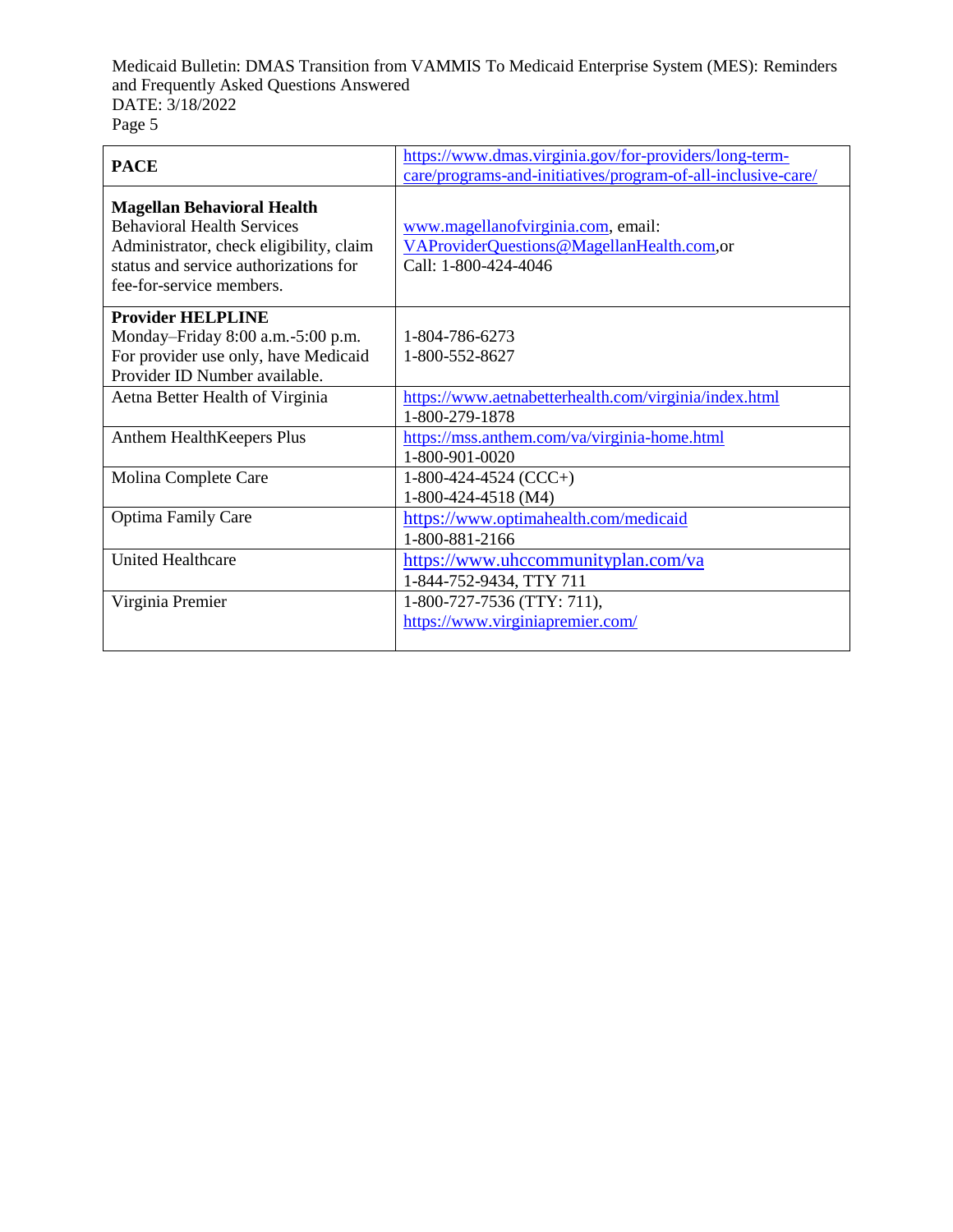| | |
|---|---|
| **PACE** | https://www.dmas.virginia.gov/for-providers/long-term-care/programs-and-initiatives/program-of-all-inclusive-care/ |
| **Magellan Behavioral Health** Behavioral Health Services Administrator, check eligibility, claim status and service authorizations for fee-for-service members. | www.magellanofvirginia.com, email: VAProviderQuestions@MagellanHealth.com,or Call: 1-800-424-4046 |
| **Provider HELPLINE** Monday–Friday 8:00 a.m.-5:00 p.m. For provider use only, have Medicaid Provider ID Number available. | 1-804-786-6273 1-800-552-8627 |
| Aetna Better Health of Virginia | https://www.aetnabetterhealth.com/virginia/index.html 1-800-279-1878 |
| Anthem HealthKeepers Plus | https://mss.anthem.com/va/virginia-home.html 1-800-901-0020 |
| Molina Complete Care | 1-800-424-4524 (CCC+) 1-800-424-4518 (M4) |
| Optima Family Care | https://www.optimahealth.com/medicaid 1-800-881-2166 |
| United Healthcare | https://www.uhccommunityplan.com/va 1-844-752-9434, TTY 711 |
| Virginia Premier | 1-800-727-7536 (TTY: 711), https://www.virginiapremier.com/ |